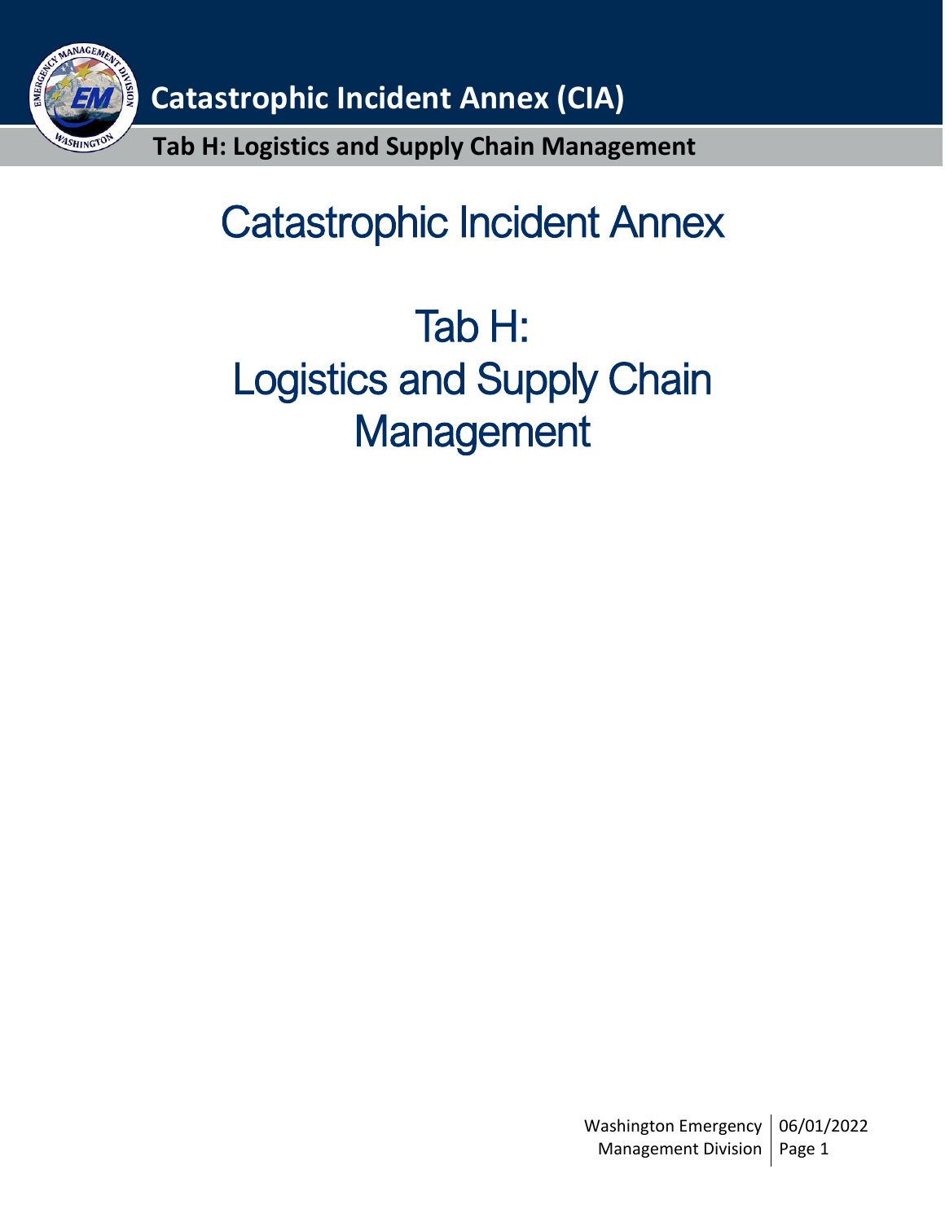# Catastrophic Incident Annex

# Tab H: Logistics and Supply Chain Management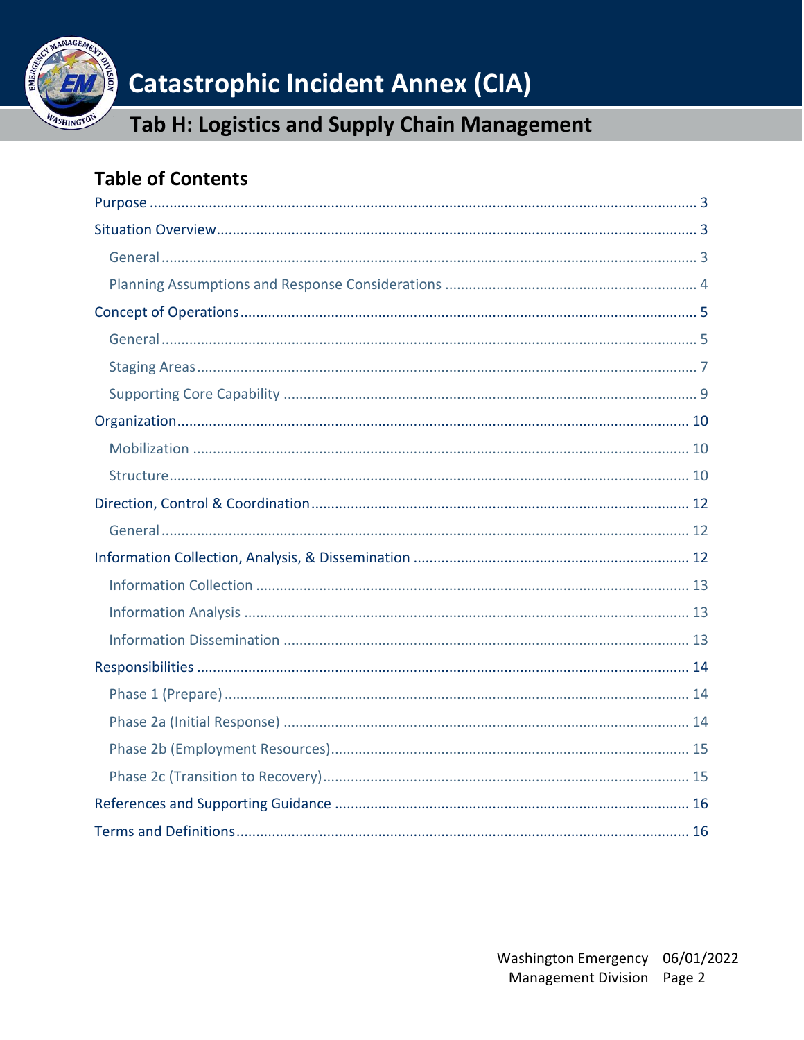# Catastrophic Incident Annex (CIA)

## Tab H: Logistics and Supply Chain Management

## Table of Contents

- Purpose ..... 3
- Situation Overview ..... 3
  - General ..... 3
  - Planning Assumptions and Response Considerations ..... 4
- Concept of Operations ..... 5
  - General ..... 5
  - Staging Areas ..... 7
  - Supporting Core Capability ..... 9
- Organization ..... 10
  - Mobilization ..... 10
  - Structure ..... 10
- Direction, Control & Coordination ..... 12
  - General ..... 12
- Information Collection, Analysis, & Dissemination ..... 12
  - Information Collection ..... 13
  - Information Analysis ..... 13
  - Information Dissemination ..... 13
- Responsibilities ..... 14
  - Phase 1 (Prepare) ..... 14
  - Phase 2a (Initial Response) ..... 14
  - Phase 2b (Employment Resources) ..... 15
  - Phase 2c (Transition to Recovery) ..... 15
- References and Supporting Guidance ..... 16
- Terms and Definitions ..... 16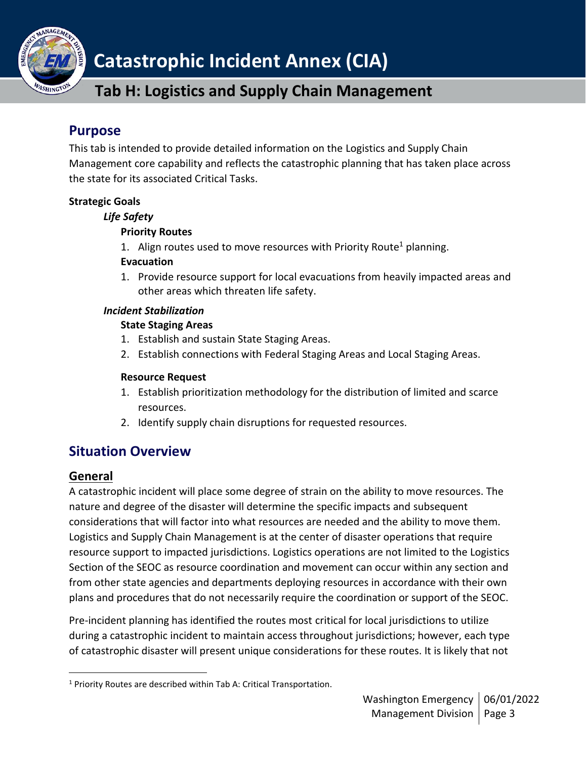# Catastrophic Incident Annex (CIA)

## Tab H: Logistics and Supply Chain Management

## Purpose

This tab is intended to provide detailed information on the Logistics and Supply Chain Management core capability and reflects the catastrophic planning that has taken place across the state for its associated Critical Tasks.

**Strategic Goals**

***Life Safety***

**Priority Routes**

1. Align routes used to move resources with Priority Route[1] planning.

**Evacuation**

1. Provide resource support for local evacuations from heavily impacted areas and other areas which threaten life safety.

***Incident Stabilization***

**State Staging Areas**

1. Establish and sustain State Staging Areas.
2. Establish connections with Federal Staging Areas and Local Staging Areas.

**Resource Request**

1. Establish prioritization methodology for the distribution of limited and scarce resources.
2. Identify supply chain disruptions for requested resources.

## Situation Overview

### General

A catastrophic incident will place some degree of strain on the ability to move resources. The nature and degree of the disaster will determine the specific impacts and subsequent considerations that will factor into what resources are needed and the ability to move them. Logistics and Supply Chain Management is at the center of disaster operations that require resource support to impacted jurisdictions. Logistics operations are not limited to the Logistics Section of the SEOC as resource coordination and movement can occur within any section and from other state agencies and departments deploying resources in accordance with their own plans and procedures that do not necessarily require the coordination or support of the SEOC.

Pre-incident planning has identified the routes most critical for local jurisdictions to utilize during a catastrophic incident to maintain access throughout jurisdictions; however, each type of catastrophic disaster will present unique considerations for these routes. It is likely that not

[1] Priority Routes are described within Tab A: Critical Transportation.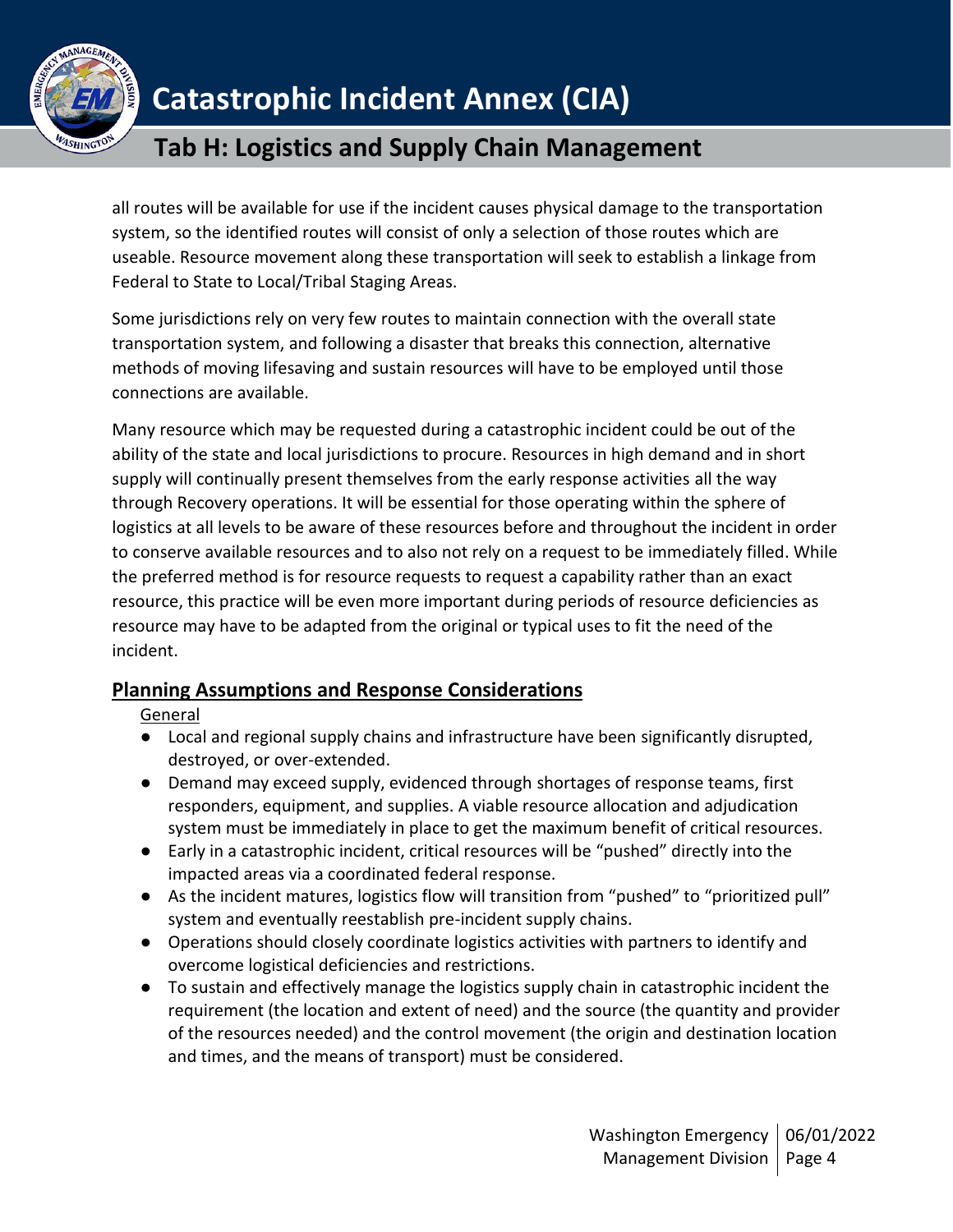all routes will be available for use if the incident causes physical damage to the transportation system, so the identified routes will consist of only a selection of those routes which are useable. Resource movement along these transportation will seek to establish a linkage from Federal to State to Local/Tribal Staging Areas.

Some jurisdictions rely on very few routes to maintain connection with the overall state transportation system, and following a disaster that breaks this connection, alternative methods of moving lifesaving and sustain resources will have to be employed until those connections are available.

Many resource which may be requested during a catastrophic incident could be out of the ability of the state and local jurisdictions to procure. Resources in high demand and in short supply will continually present themselves from the early response activities all the way through Recovery operations. It will be essential for those operating within the sphere of logistics at all levels to be aware of these resources before and throughout the incident in order to conserve available resources and to also not rely on a request to be immediately filled. While the preferred method is for resource requests to request a capability rather than an exact resource, this practice will be even more important during periods of resource deficiencies as resource may have to be adapted from the original or typical uses to fit the need of the incident.

## Planning Assumptions and Response Considerations

General

- Local and regional supply chains and infrastructure have been significantly disrupted, destroyed, or over-extended.
- Demand may exceed supply, evidenced through shortages of response teams, first responders, equipment, and supplies. A viable resource allocation and adjudication system must be immediately in place to get the maximum benefit of critical resources.
- Early in a catastrophic incident, critical resources will be "pushed" directly into the impacted areas via a coordinated federal response.
- As the incident matures, logistics flow will transition from "pushed" to "prioritized pull" system and eventually reestablish pre-incident supply chains.
- Operations should closely coordinate logistics activities with partners to identify and overcome logistical deficiencies and restrictions.
- To sustain and effectively manage the logistics supply chain in catastrophic incident the requirement (the location and extent of need) and the source (the quantity and provider of the resources needed) and the control movement (the origin and destination location and times, and the means of transport) must be considered.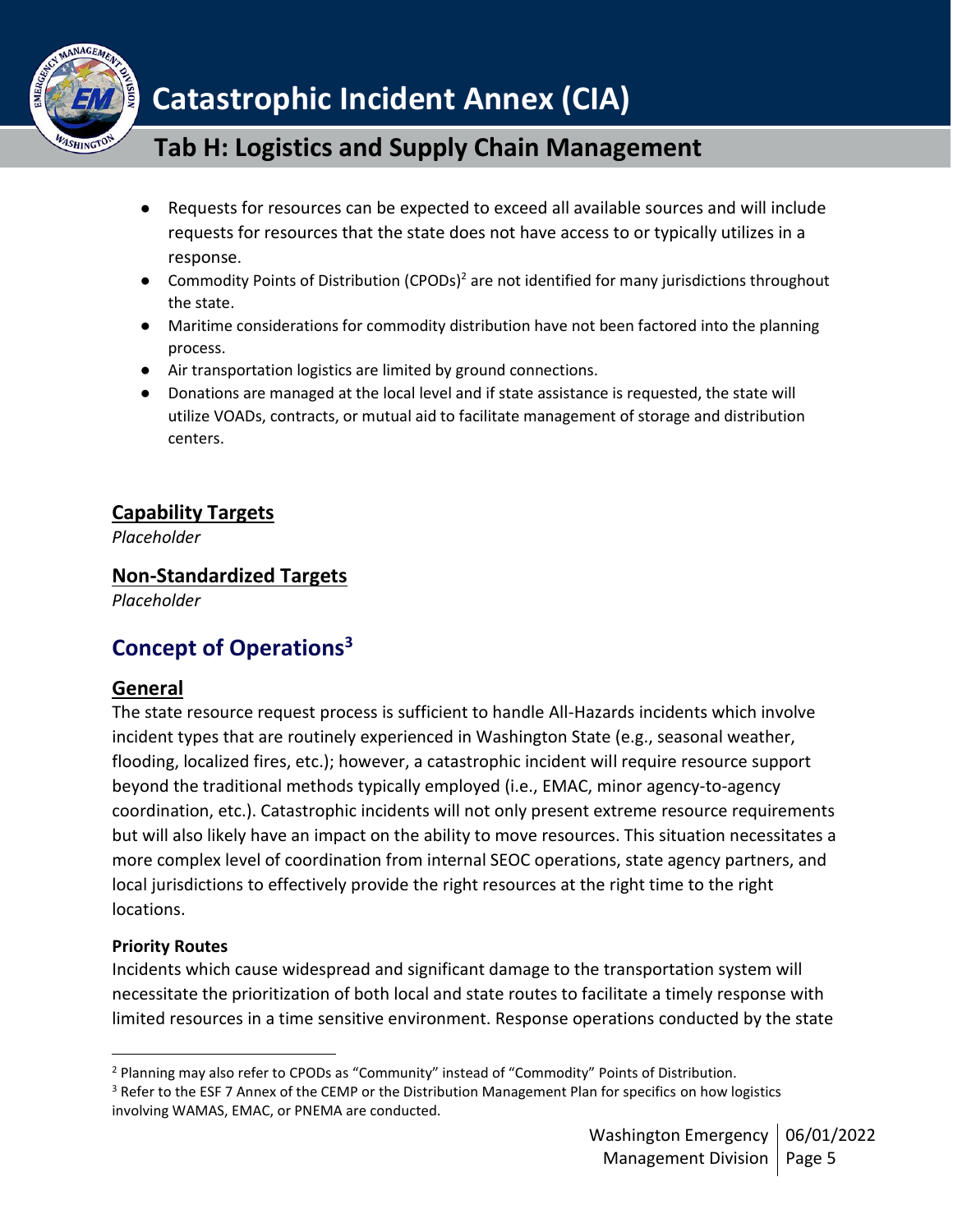- Requests for resources can be expected to exceed all available sources and will include requests for resources that the state does not have access to or typically utilizes in a response.
- Commodity Points of Distribution (CPODs)[2] are not identified for many jurisdictions throughout the state.
- Maritime considerations for commodity distribution have not been factored into the planning process.
- Air transportation logistics are limited by ground connections.
- Donations are managed at the local level and if state assistance is requested, the state will utilize VOADs, contracts, or mutual aid to facilitate management of storage and distribution centers.

### Capability Targets

*Placeholder*

### Non-Standardized Targets

*Placeholder*

## Concept of Operations[3]

### General

The state resource request process is sufficient to handle All-Hazards incidents which involve incident types that are routinely experienced in Washington State (e.g., seasonal weather, flooding, localized fires, etc.); however, a catastrophic incident will require resource support beyond the traditional methods typically employed (i.e., EMAC, minor agency-to-agency coordination, etc.). Catastrophic incidents will not only present extreme resource requirements but will also likely have an impact on the ability to move resources. This situation necessitates a more complex level of coordination from internal SEOC operations, state agency partners, and local jurisdictions to effectively provide the right resources at the right time to the right locations.

#### Priority Routes

Incidents which cause widespread and significant damage to the transportation system will necessitate the prioritization of both local and state routes to facilitate a timely response with limited resources in a time sensitive environment. Response operations conducted by the state

---

[2] Planning may also refer to CPODs as "Community" instead of "Commodity" Points of Distribution.

[3] Refer to the ESF 7 Annex of the CEMP or the Distribution Management Plan for specifics on how logistics involving WAMAS, EMAC, or PNEMA are conducted.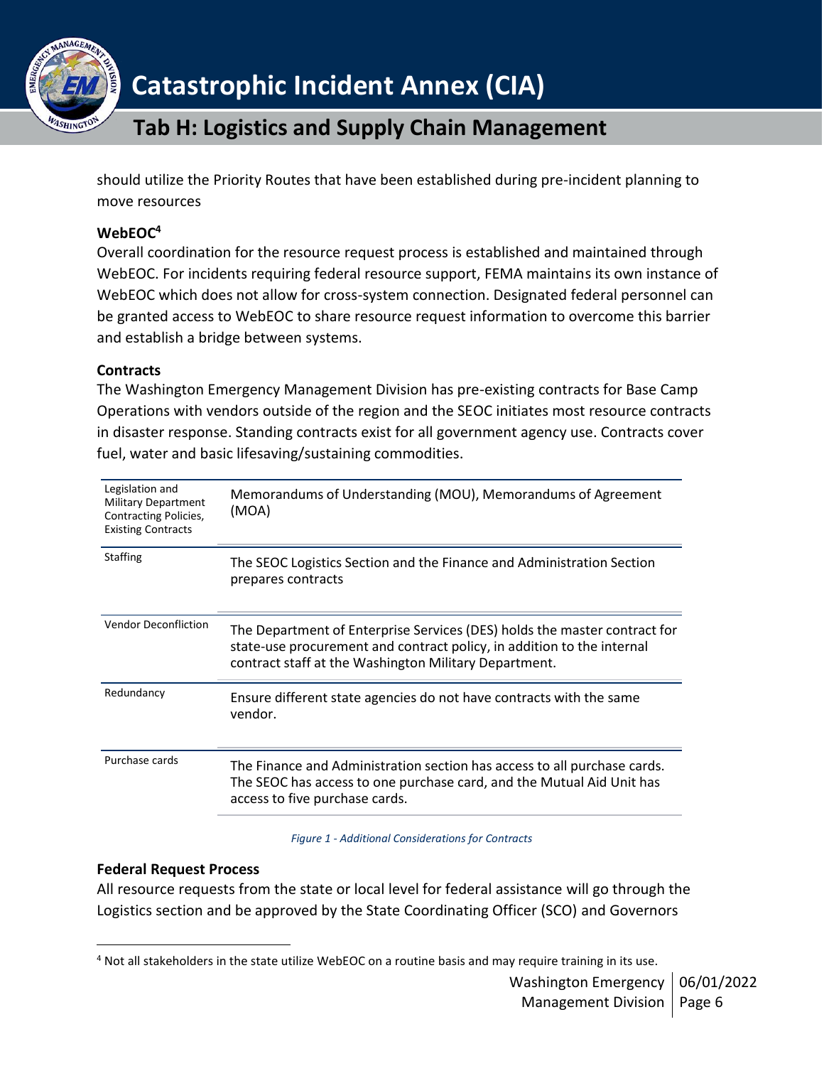should utilize the Priority Routes that have been established during pre-incident planning to move resources

**WebEOC[4]**

Overall coordination for the resource request process is established and maintained through WebEOC. For incidents requiring federal resource support, FEMA maintains its own instance of WebEOC which does not allow for cross-system connection. Designated federal personnel can be granted access to WebEOC to share resource request information to overcome this barrier and establish a bridge between systems.

**Contracts**

The Washington Emergency Management Division has pre-existing contracts for Base Camp Operations with vendors outside of the region and the SEOC initiates most resource contracts in disaster response. Standing contracts exist for all government agency use. Contracts cover fuel, water and basic lifesaving/sustaining commodities.

| | |
|---|---|
| Legislation and Military Department Contracting Policies, Existing Contracts | Memorandums of Understanding (MOU), Memorandums of Agreement (MOA) |
| Staffing | The SEOC Logistics Section and the Finance and Administration Section prepares contracts |
| Vendor Deconfliction | The Department of Enterprise Services (DES) holds the master contract for state-use procurement and contract policy, in addition to the internal contract staff at the Washington Military Department. |
| Redundancy | Ensure different state agencies do not have contracts with the same vendor. |
| Purchase cards | The Finance and Administration section has access to all purchase cards. The SEOC has access to one purchase card, and the Mutual Aid Unit has access to five purchase cards. |

*Figure 1 - Additional Considerations for Contracts*

**Federal Request Process**

All resource requests from the state or local level for federal assistance will go through the Logistics section and be approved by the State Coordinating Officer (SCO) and Governors

[4] Not all stakeholders in the state utilize WebEOC on a routine basis and may require training in its use.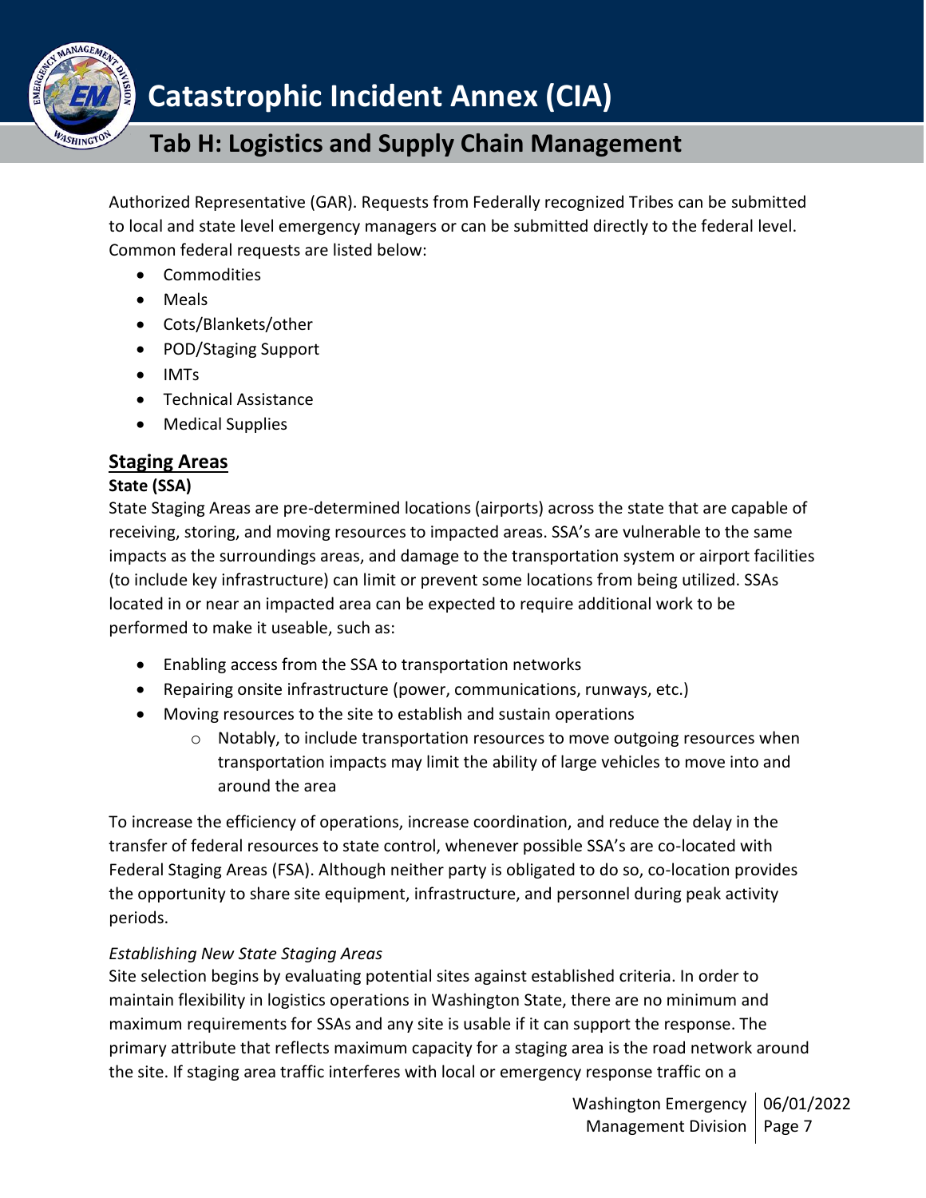Authorized Representative (GAR). Requests from Federally recognized Tribes can be submitted to local and state level emergency managers or can be submitted directly to the federal level. Common federal requests are listed below:

- Commodities
- Meals
- Cots/Blankets/other
- POD/Staging Support
- IMTs
- Technical Assistance
- Medical Supplies

## Staging Areas

### State (SSA)

State Staging Areas are pre-determined locations (airports) across the state that are capable of receiving, storing, and moving resources to impacted areas. SSA's are vulnerable to the same impacts as the surroundings areas, and damage to the transportation system or airport facilities (to include key infrastructure) can limit or prevent some locations from being utilized. SSAs located in or near an impacted area can be expected to require additional work to be performed to make it useable, such as:

- Enabling access from the SSA to transportation networks
- Repairing onsite infrastructure (power, communications, runways, etc.)
- Moving resources to the site to establish and sustain operations
    - Notably, to include transportation resources to move outgoing resources when transportation impacts may limit the ability of large vehicles to move into and around the area

To increase the efficiency of operations, increase coordination, and reduce the delay in the transfer of federal resources to state control, whenever possible SSA's are co-located with Federal Staging Areas (FSA). Although neither party is obligated to do so, co-location provides the opportunity to share site equipment, infrastructure, and personnel during peak activity periods.

*Establishing New State Staging Areas*

Site selection begins by evaluating potential sites against established criteria. In order to maintain flexibility in logistics operations in Washington State, there are no minimum and maximum requirements for SSAs and any site is usable if it can support the response. The primary attribute that reflects maximum capacity for a staging area is the road network around the site. If staging area traffic interferes with local or emergency response traffic on a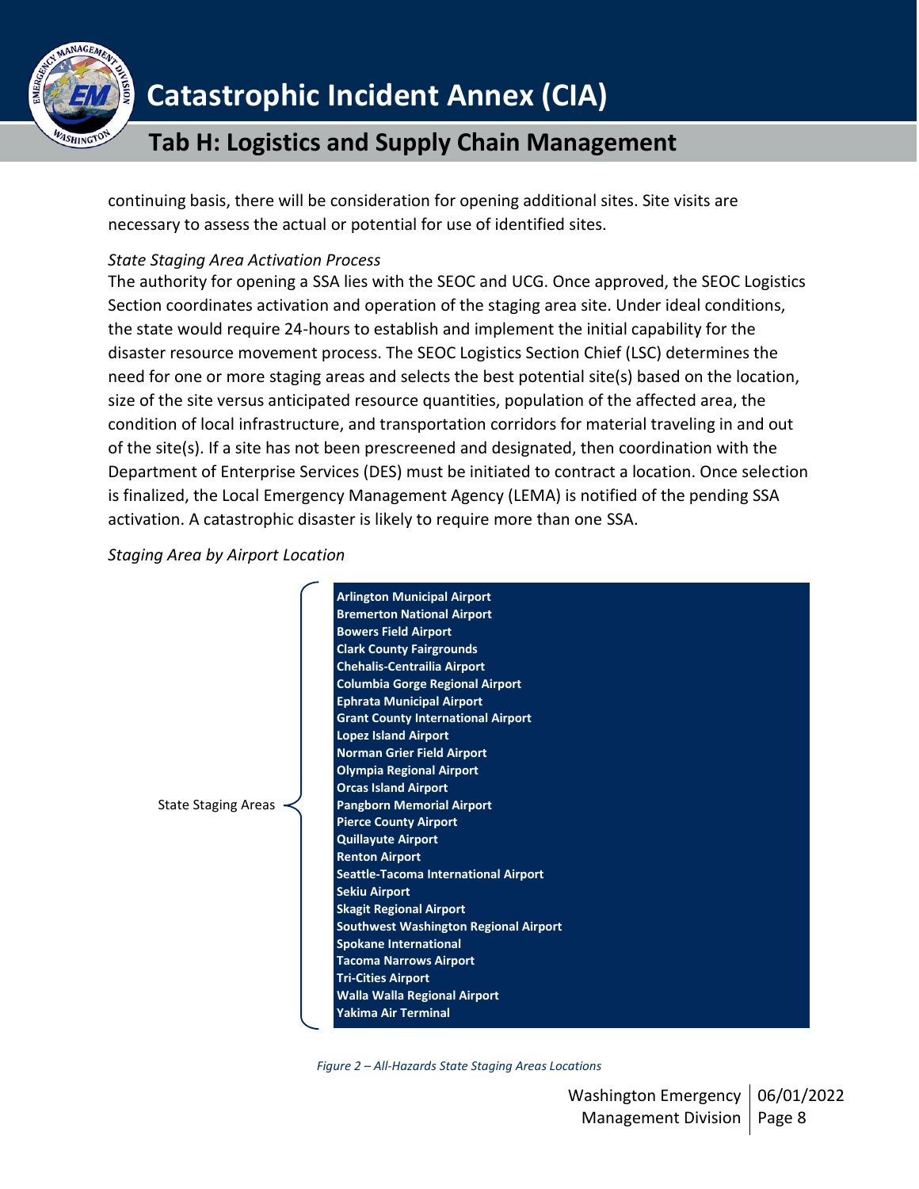continuing basis, there will be consideration for opening additional sites. Site visits are necessary to assess the actual or potential for use of identified sites.

*State Staging Area Activation Process*

The authority for opening a SSA lies with the SEOC and UCG. Once approved, the SEOC Logistics Section coordinates activation and operation of the staging area site. Under ideal conditions, the state would require 24-hours to establish and implement the initial capability for the disaster resource movement process. The SEOC Logistics Section Chief (LSC) determines the need for one or more staging areas and selects the best potential site(s) based on the location, size of the site versus anticipated resource quantities, population of the affected area, the condition of local infrastructure, and transportation corridors for material traveling in and out of the site(s). If a site has not been prescreened and designated, then coordination with the Department of Enterprise Services (DES) must be initiated to contract a location. Once selection is finalized, the Local Emergency Management Agency (LEMA) is notified of the pending SSA activation. A catastrophic disaster is likely to require more than one SSA.

*Staging Area by Airport Location*

State Staging Areas

- **Arlington Municipal Airport**
- **Bremerton National Airport**
- **Bowers Field Airport**
- **Clark County Fairgrounds**
- **Chehalis-Centrailia Airport**
- **Columbia Gorge Regional Airport**
- **Ephrata Municipal Airport**
- **Grant County International Airport**
- **Lopez Island Airport**
- **Norman Grier Field Airport**
- **Olympia Regional Airport**
- **Orcas Island Airport**
- **Pangborn Memorial Airport**
- **Pierce County Airport**
- **Quillayute Airport**
- **Renton Airport**
- **Seattle-Tacoma International Airport**
- **Sekiu Airport**
- **Skagit Regional Airport**
- **Southwest Washington Regional Airport**
- **Spokane International**
- **Tacoma Narrows Airport**
- **Tri-Cities Airport**
- **Walla Walla Regional Airport**
- **Yakima Air Terminal**

*Figure 2 – All-Hazards State Staging Areas Locations*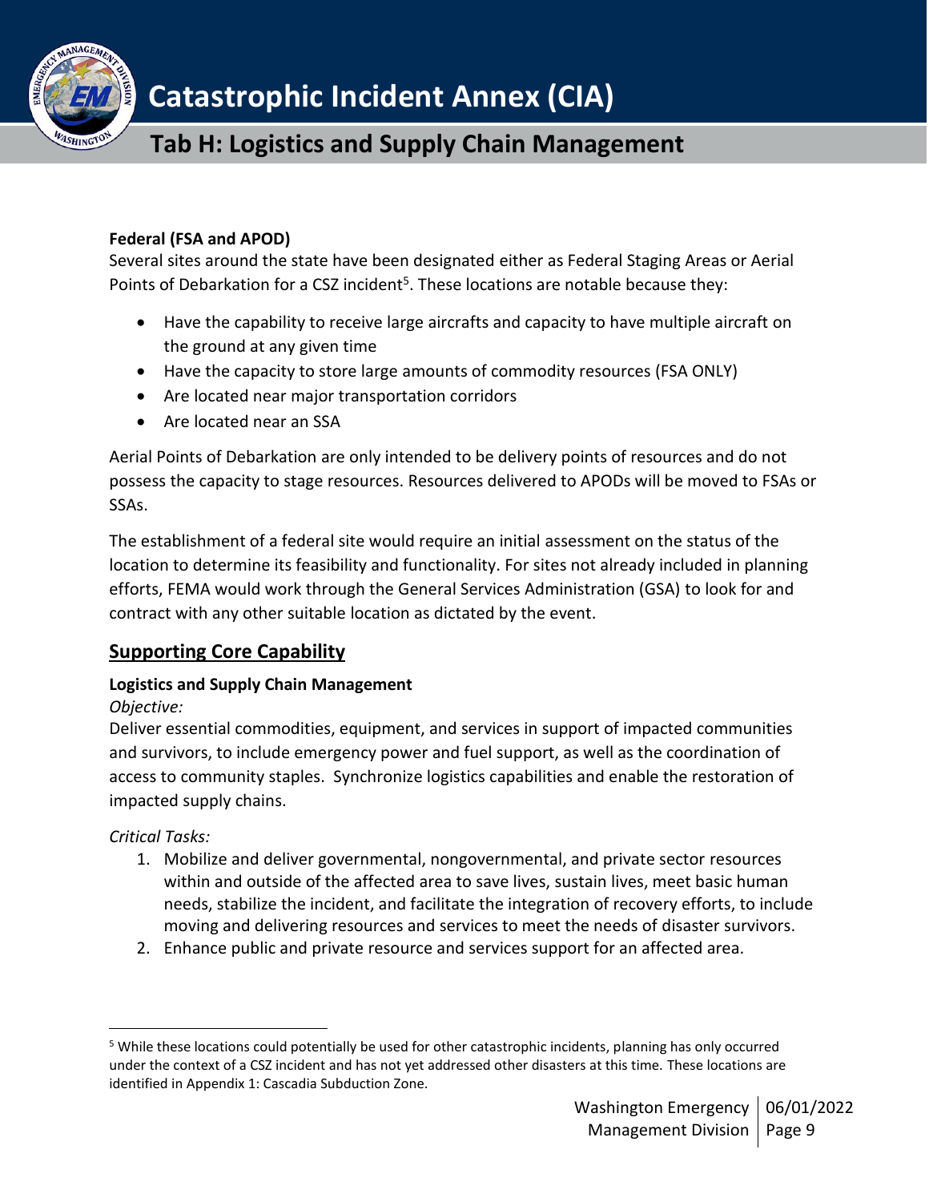**Federal (FSA and APOD)**

Several sites around the state have been designated either as Federal Staging Areas or Aerial Points of Debarkation for a CSZ incident[5]. These locations are notable because they:

- Have the capability to receive large aircrafts and capacity to have multiple aircraft on the ground at any given time
- Have the capacity to store large amounts of commodity resources (FSA ONLY)
- Are located near major transportation corridors
- Are located near an SSA

Aerial Points of Debarkation are only intended to be delivery points of resources and do not possess the capacity to stage resources. Resources delivered to APODs will be moved to FSAs or SSAs.

The establishment of a federal site would require an initial assessment on the status of the location to determine its feasibility and functionality. For sites not already included in planning efforts, FEMA would work through the General Services Administration (GSA) to look for and contract with any other suitable location as dictated by the event.

## Supporting Core Capability

**Logistics and Supply Chain Management**

*Objective:*

Deliver essential commodities, equipment, and services in support of impacted communities and survivors, to include emergency power and fuel support, as well as the coordination of access to community staples. Synchronize logistics capabilities and enable the restoration of impacted supply chains.

*Critical Tasks:*

1. Mobilize and deliver governmental, nongovernmental, and private sector resources within and outside of the affected area to save lives, sustain lives, meet basic human needs, stabilize the incident, and facilitate the integration of recovery efforts, to include moving and delivering resources and services to meet the needs of disaster survivors.
2. Enhance public and private resource and services support for an affected area.

[5] While these locations could potentially be used for other catastrophic incidents, planning has only occurred under the context of a CSZ incident and has not yet addressed other disasters at this time. These locations are identified in Appendix 1: Cascadia Subduction Zone.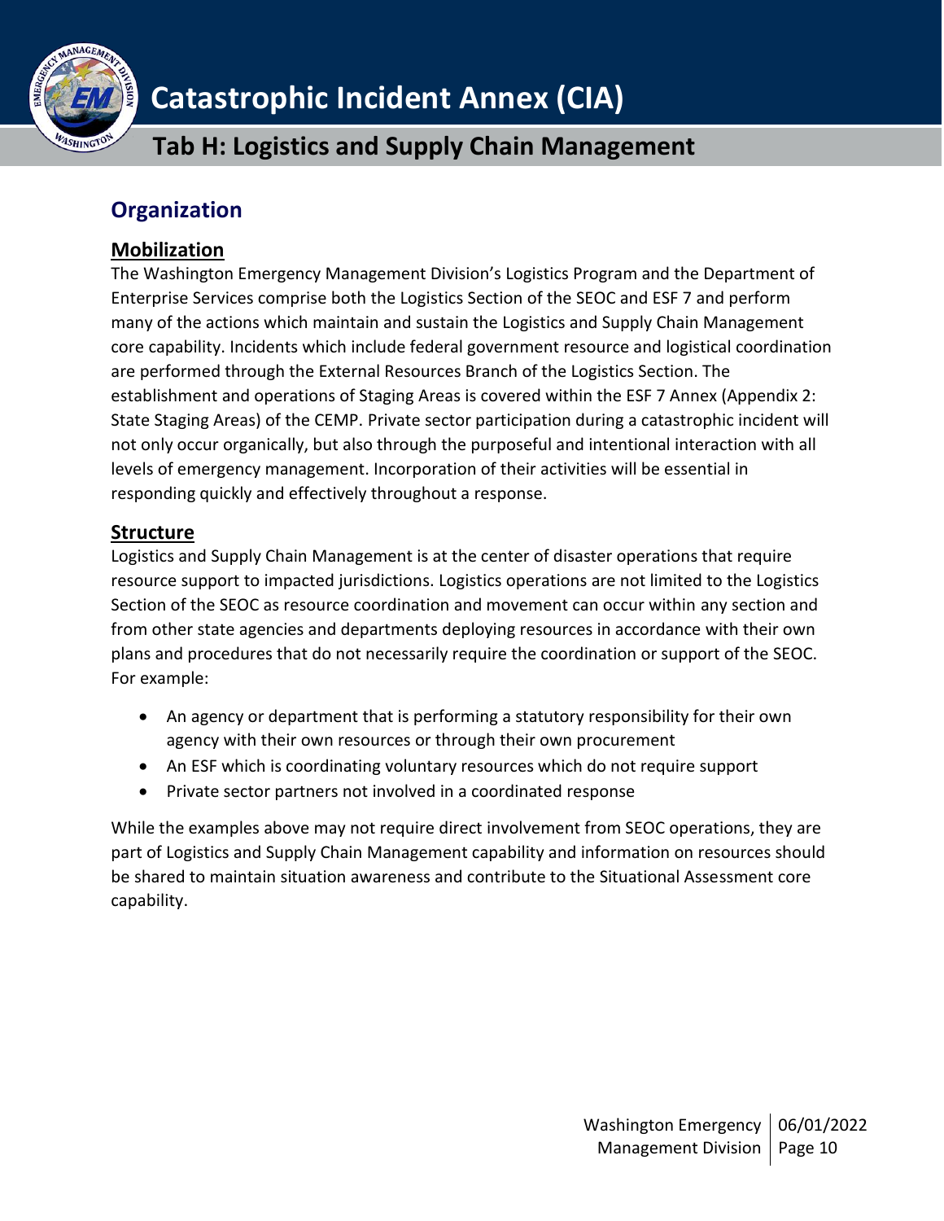## Organization

### Mobilization

The Washington Emergency Management Division's Logistics Program and the Department of Enterprise Services comprise both the Logistics Section of the SEOC and ESF 7 and perform many of the actions which maintain and sustain the Logistics and Supply Chain Management core capability. Incidents which include federal government resource and logistical coordination are performed through the External Resources Branch of the Logistics Section. The establishment and operations of Staging Areas is covered within the ESF 7 Annex (Appendix 2: State Staging Areas) of the CEMP. Private sector participation during a catastrophic incident will not only occur organically, but also through the purposeful and intentional interaction with all levels of emergency management. Incorporation of their activities will be essential in responding quickly and effectively throughout a response.

### Structure

Logistics and Supply Chain Management is at the center of disaster operations that require resource support to impacted jurisdictions. Logistics operations are not limited to the Logistics Section of the SEOC as resource coordination and movement can occur within any section and from other state agencies and departments deploying resources in accordance with their own plans and procedures that do not necessarily require the coordination or support of the SEOC. For example:

- An agency or department that is performing a statutory responsibility for their own agency with their own resources or through their own procurement
- An ESF which is coordinating voluntary resources which do not require support
- Private sector partners not involved in a coordinated response

While the examples above may not require direct involvement from SEOC operations, they are part of Logistics and Supply Chain Management capability and information on resources should be shared to maintain situation awareness and contribute to the Situational Assessment core capability.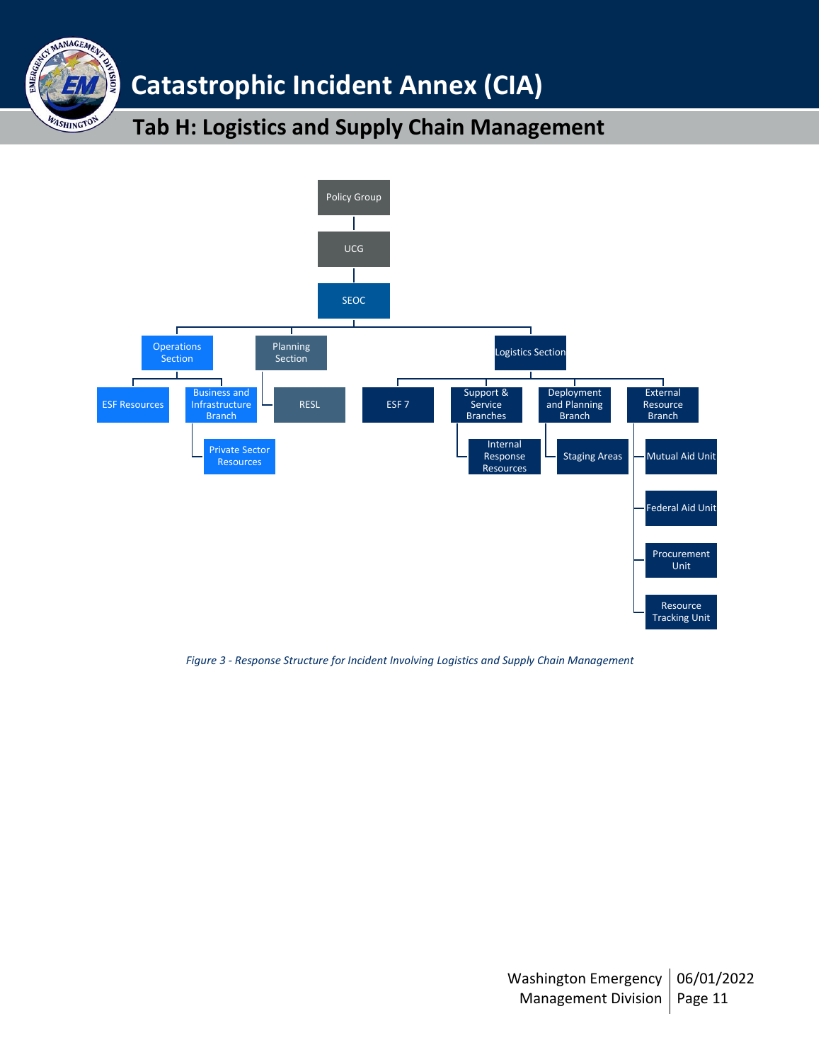- Policy Group
  - UCG
    - SEOC
      - Operations Section
        - ESF Resources
        - Business and Infrastructure Branch
          - Private Sector Resources
      - Planning Section
        - RESL
      - Logistics Section
        - ESF 7
        - Support & Service Branches
          - Internal Response Resources
        - Deployment and Planning Branch
          - Staging Areas
        - External Resource Branch
          - Mutual Aid Unit
          - Federal Aid Unit
          - Procurement Unit
          - Resource Tracking Unit

*Figure 3 - Response Structure for Incident Involving Logistics and Supply Chain Management*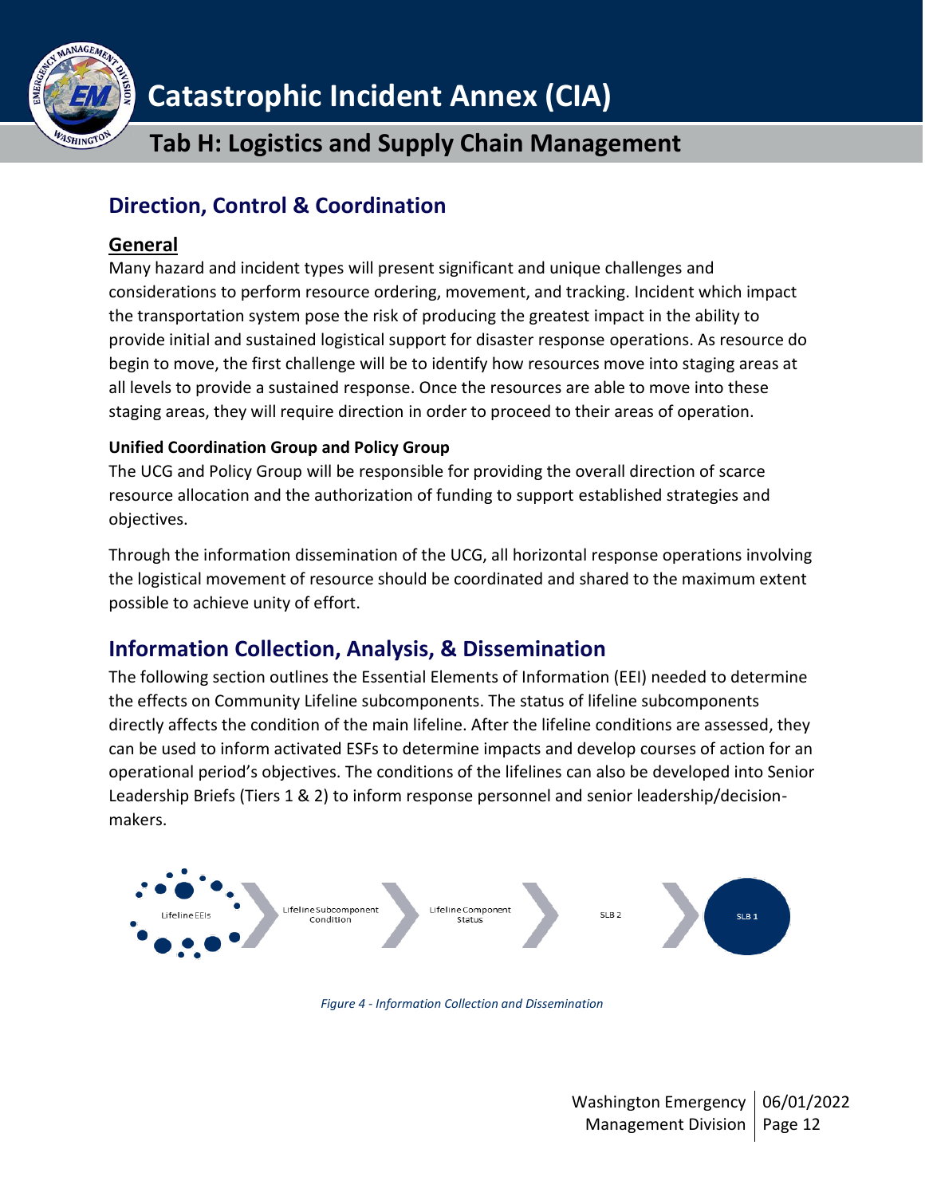## Direction, Control & Coordination

### General

Many hazard and incident types will present significant and unique challenges and considerations to perform resource ordering, movement, and tracking. Incident which impact the transportation system pose the risk of producing the greatest impact in the ability to provide initial and sustained logistical support for disaster response operations. As resource do begin to move, the first challenge will be to identify how resources move into staging areas at all levels to provide a sustained response. Once the resources are able to move into these staging areas, they will require direction in order to proceed to their areas of operation.

#### Unified Coordination Group and Policy Group

The UCG and Policy Group will be responsible for providing the overall direction of scarce resource allocation and the authorization of funding to support established strategies and objectives.

Through the information dissemination of the UCG, all horizontal response operations involving the logistical movement of resource should be coordinated and shared to the maximum extent possible to achieve unity of effort.

## Information Collection, Analysis, & Dissemination

The following section outlines the Essential Elements of Information (EEI) needed to determine the effects on Community Lifeline subcomponents. The status of lifeline subcomponents directly affects the condition of the main lifeline. After the lifeline conditions are assessed, they can be used to inform activated ESFs to determine impacts and develop courses of action for an operational period's objectives. The conditions of the lifelines can also be developed into Senior Leadership Briefs (Tiers 1 & 2) to inform response personnel and senior leadership/decision-makers.

Lifeline EEIs → Lifeline Subcomponent Condition → Lifeline Component Status → SLB 2 → SLB 1

*Figure 4 - Information Collection and Dissemination*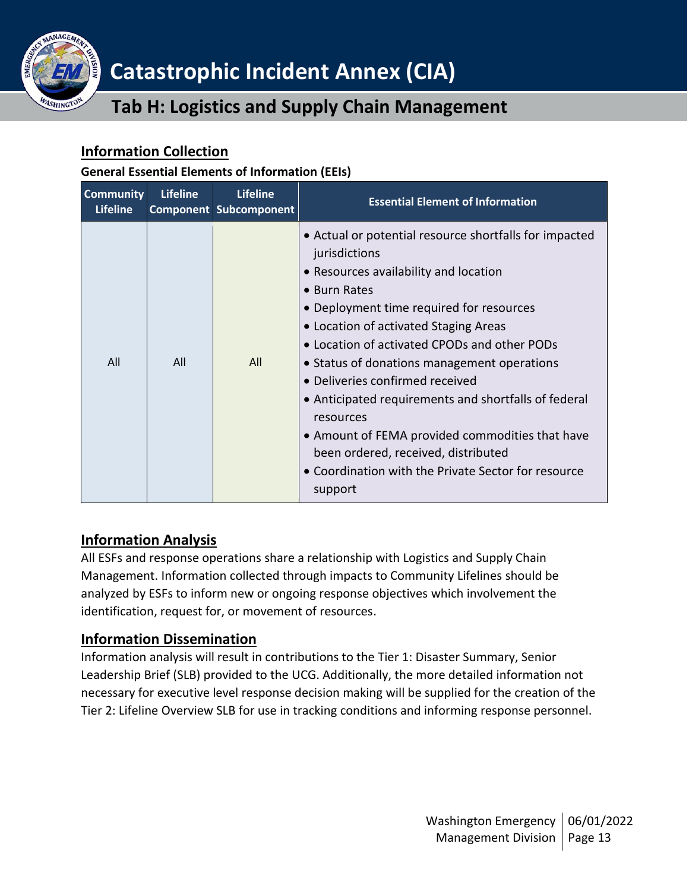## Information Collection

**General Essential Elements of Information (EEIs)**

| Community Lifeline | Lifeline Component | Lifeline Subcomponent | Essential Element of Information |
|---|---|---|---|
| All | All | All | • Actual or potential resource shortfalls for impacted jurisdictions<br>• Resources availability and location<br>• Burn Rates<br>• Deployment time required for resources<br>• Location of activated Staging Areas<br>• Location of activated CPODs and other PODs<br>• Status of donations management operations<br>• Deliveries confirmed received<br>• Anticipated requirements and shortfalls of federal resources<br>• Amount of FEMA provided commodities that have been ordered, received, distributed<br>• Coordination with the Private Sector for resource support |

## Information Analysis

All ESFs and response operations share a relationship with Logistics and Supply Chain Management. Information collected through impacts to Community Lifelines should be analyzed by ESFs to inform new or ongoing response objectives which involvement the identification, request for, or movement of resources.

## Information Dissemination

Information analysis will result in contributions to the Tier 1: Disaster Summary, Senior Leadership Brief (SLB) provided to the UCG. Additionally, the more detailed information not necessary for executive level response decision making will be supplied for the creation of the Tier 2: Lifeline Overview SLB for use in tracking conditions and informing response personnel.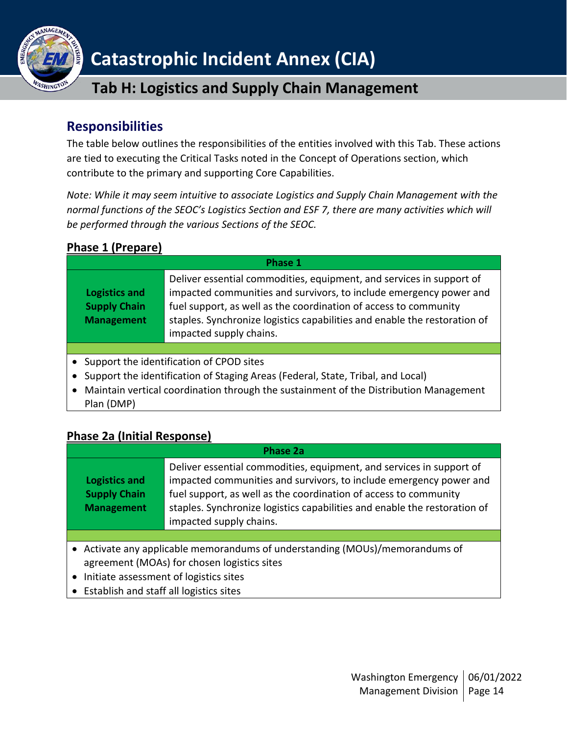## Responsibilities

The table below outlines the responsibilities of the entities involved with this Tab. These actions are tied to executing the Critical Tasks noted in the Concept of Operations section, which contribute to the primary and supporting Core Capabilities.

*Note: While it may seem intuitive to associate Logistics and Supply Chain Management with the normal functions of the SEOC's Logistics Section and ESF 7, there are many activities which will be performed through the various Sections of the SEOC.*

### Phase 1 (Prepare)

| Phase 1 | |
|---|---|
| **Logistics and Supply Chain Management** | Deliver essential commodities, equipment, and services in support of impacted communities and survivors, to include emergency power and fuel support, as well as the coordination of access to community staples. Synchronize logistics capabilities and enable the restoration of impacted supply chains. |

- Support the identification of CPOD sites
- Support the identification of Staging Areas (Federal, State, Tribal, and Local)
- Maintain vertical coordination through the sustainment of the Distribution Management Plan (DMP)

### Phase 2a (Initial Response)

| Phase 2a | |
|---|---|
| **Logistics and Supply Chain Management** | Deliver essential commodities, equipment, and services in support of impacted communities and survivors, to include emergency power and fuel support, as well as the coordination of access to community staples. Synchronize logistics capabilities and enable the restoration of impacted supply chains. |

- Activate any applicable memorandums of understanding (MOUs)/memorandums of agreement (MOAs) for chosen logistics sites
- Initiate assessment of logistics sites
- Establish and staff all logistics sites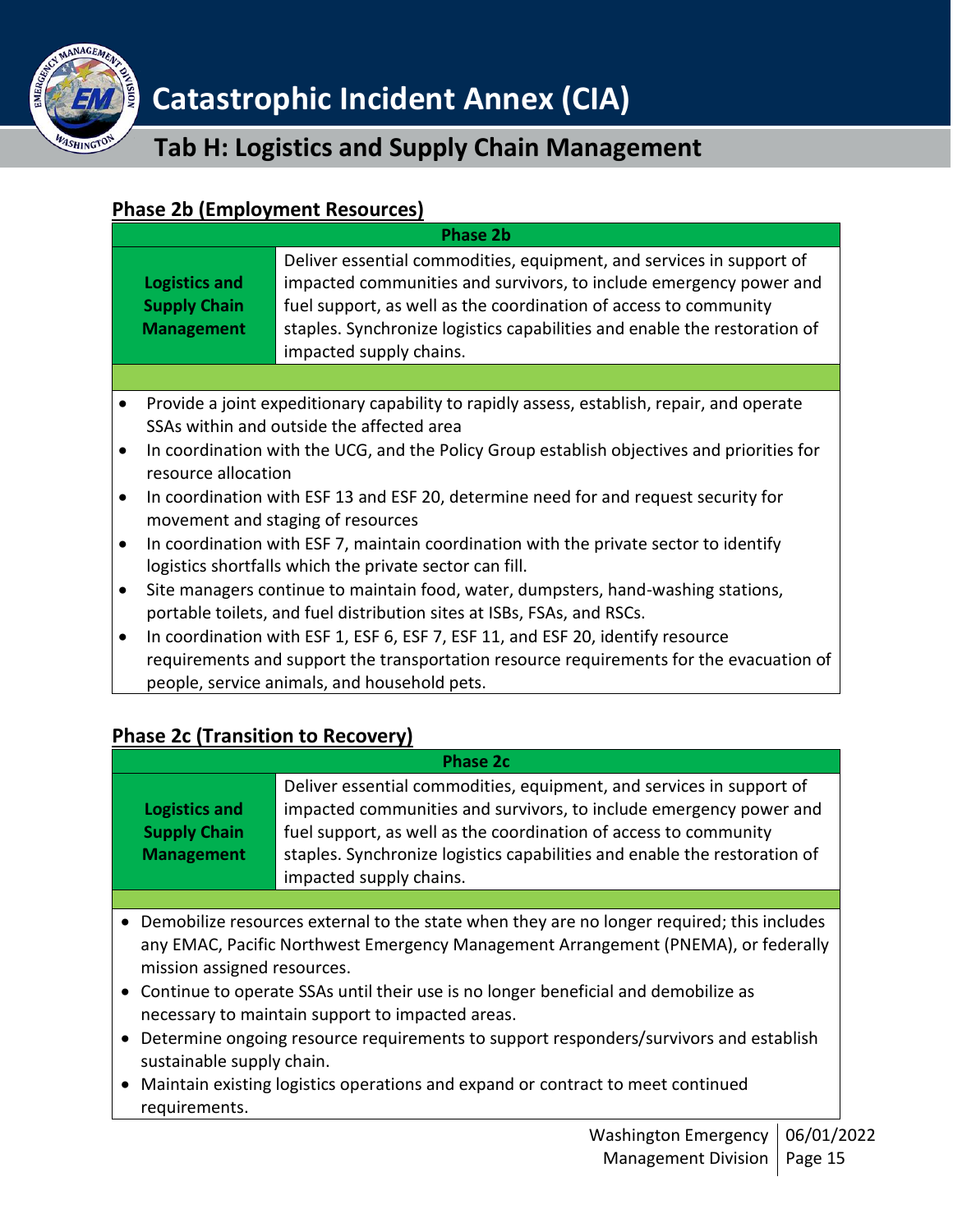## Phase 2b (Employment Resources)

| Phase 2b | |
|---|---|
| **Logistics and Supply Chain Management** | Deliver essential commodities, equipment, and services in support of impacted communities and survivors, to include emergency power and fuel support, as well as the coordination of access to community staples. Synchronize logistics capabilities and enable the restoration of impacted supply chains. |

- Provide a joint expeditionary capability to rapidly assess, establish, repair, and operate SSAs within and outside the affected area
- In coordination with the UCG, and the Policy Group establish objectives and priorities for resource allocation
- In coordination with ESF 13 and ESF 20, determine need for and request security for movement and staging of resources
- In coordination with ESF 7, maintain coordination with the private sector to identify logistics shortfalls which the private sector can fill.
- Site managers continue to maintain food, water, dumpsters, hand-washing stations, portable toilets, and fuel distribution sites at ISBs, FSAs, and RSCs.
- In coordination with ESF 1, ESF 6, ESF 7, ESF 11, and ESF 20, identify resource requirements and support the transportation resource requirements for the evacuation of people, service animals, and household pets.

## Phase 2c (Transition to Recovery)

| Phase 2c | |
|---|---|
| **Logistics and Supply Chain Management** | Deliver essential commodities, equipment, and services in support of impacted communities and survivors, to include emergency power and fuel support, as well as the coordination of access to community staples. Synchronize logistics capabilities and enable the restoration of impacted supply chains. |

- Demobilize resources external to the state when they are no longer required; this includes any EMAC, Pacific Northwest Emergency Management Arrangement (PNEMA), or federally mission assigned resources.
- Continue to operate SSAs until their use is no longer beneficial and demobilize as necessary to maintain support to impacted areas.
- Determine ongoing resource requirements to support responders/survivors and establish sustainable supply chain.
- Maintain existing logistics operations and expand or contract to meet continued requirements.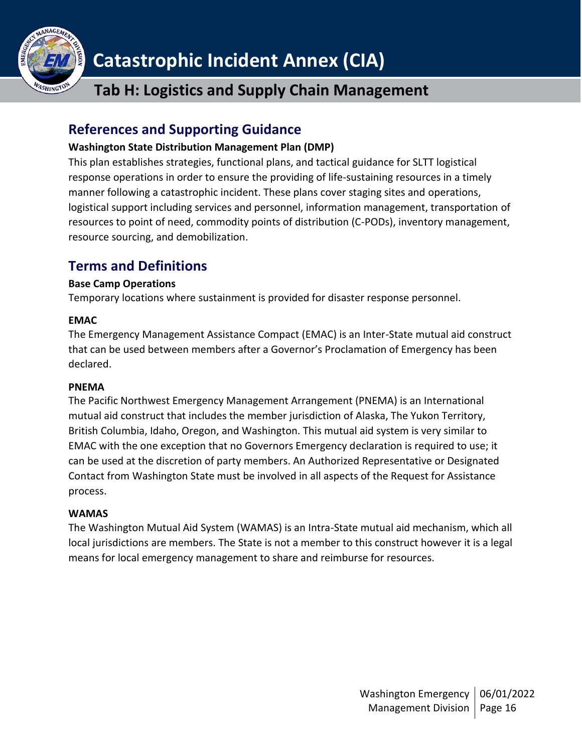## References and Supporting Guidance

**Washington State Distribution Management Plan (DMP)**

This plan establishes strategies, functional plans, and tactical guidance for SLTT logistical response operations in order to ensure the providing of life-sustaining resources in a timely manner following a catastrophic incident. These plans cover staging sites and operations, logistical support including services and personnel, information management, transportation of resources to point of need, commodity points of distribution (C-PODs), inventory management, resource sourcing, and demobilization.

## Terms and Definitions

**Base Camp Operations**

Temporary locations where sustainment is provided for disaster response personnel.

**EMAC**

The Emergency Management Assistance Compact (EMAC) is an Inter-State mutual aid construct that can be used between members after a Governor's Proclamation of Emergency has been declared.

**PNEMA**

The Pacific Northwest Emergency Management Arrangement (PNEMA) is an International mutual aid construct that includes the member jurisdiction of Alaska, The Yukon Territory, British Columbia, Idaho, Oregon, and Washington. This mutual aid system is very similar to EMAC with the one exception that no Governors Emergency declaration is required to use; it can be used at the discretion of party members. An Authorized Representative or Designated Contact from Washington State must be involved in all aspects of the Request for Assistance process.

**WAMAS**

The Washington Mutual Aid System (WAMAS) is an Intra-State mutual aid mechanism, which all local jurisdictions are members. The State is not a member to this construct however it is a legal means for local emergency management to share and reimburse for resources.